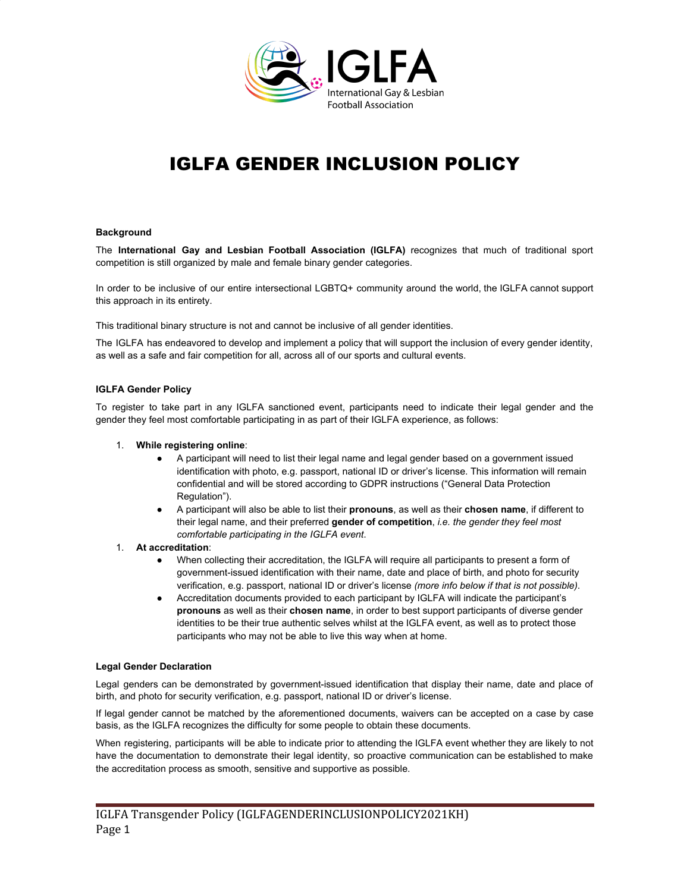IGLFA

International Gay & Lesbian Football Association

# IGLFA GENDER INCLUSION POLICY

**Background**

The **International Gay and Lesbian Football Association (IGLFA)** recognizes that much of traditional sport competition is still organized by male and female binary gender categories.

In order to be inclusive of our entire intersectional LGBTQ+ community around the world, the IGLFA cannot support this approach in its entirety.

This traditional binary structure is not and cannot be inclusive of all gender identities.

The IGLFA has endeavored to develop and implement a policy that will support the inclusion of every gender identity, as well as a safe and fair competition for all, across all of our sports and cultural events.

**IGLFA Gender Policy**

To register to take part in any IGLFA sanctioned event, participants need to indicate their legal gender and the gender they feel most comfortable participating in as part of their IGLFA experience, as follows:

1. **While registering online**:
   - A participant will need to list their legal name and legal gender based on a government issued identification with photo, e.g. passport, national ID or driver's license. This information will remain confidential and will be stored according to GDPR instructions ("General Data Protection Regulation").
   - A participant will also be able to list their **pronouns**, as well as their **chosen name**, if different to their legal name, and their preferred **gender of competition**, *i.e. the gender they feel most comfortable participating in the IGLFA event*.
1. **At accreditation**:
   - When collecting their accreditation, the IGLFA will require all participants to present a form of government-issued identification with their name, date and place of birth, and photo for security verification, e.g. passport, national ID or driver's license *(more info below if that is not possible)*.
   - Accreditation documents provided to each participant by IGLFA will indicate the participant's **pronouns** as well as their **chosen name**, in order to best support participants of diverse gender identities to be their true authentic selves whilst at the IGLFA event, as well as to protect those participants who may not be able to live this way when at home.

**Legal Gender Declaration**

Legal genders can be demonstrated by government-issued identification that display their name, date and place of birth, and photo for security verification, e.g. passport, national ID or driver's license.

If legal gender cannot be matched by the aforementioned documents, waivers can be accepted on a case by case basis, as the IGLFA recognizes the difficulty for some people to obtain these documents.

When registering, participants will be able to indicate prior to attending the IGLFA event whether they are likely to not have the documentation to demonstrate their legal identity, so proactive communication can be established to make the accreditation process as smooth, sensitive and supportive as possible.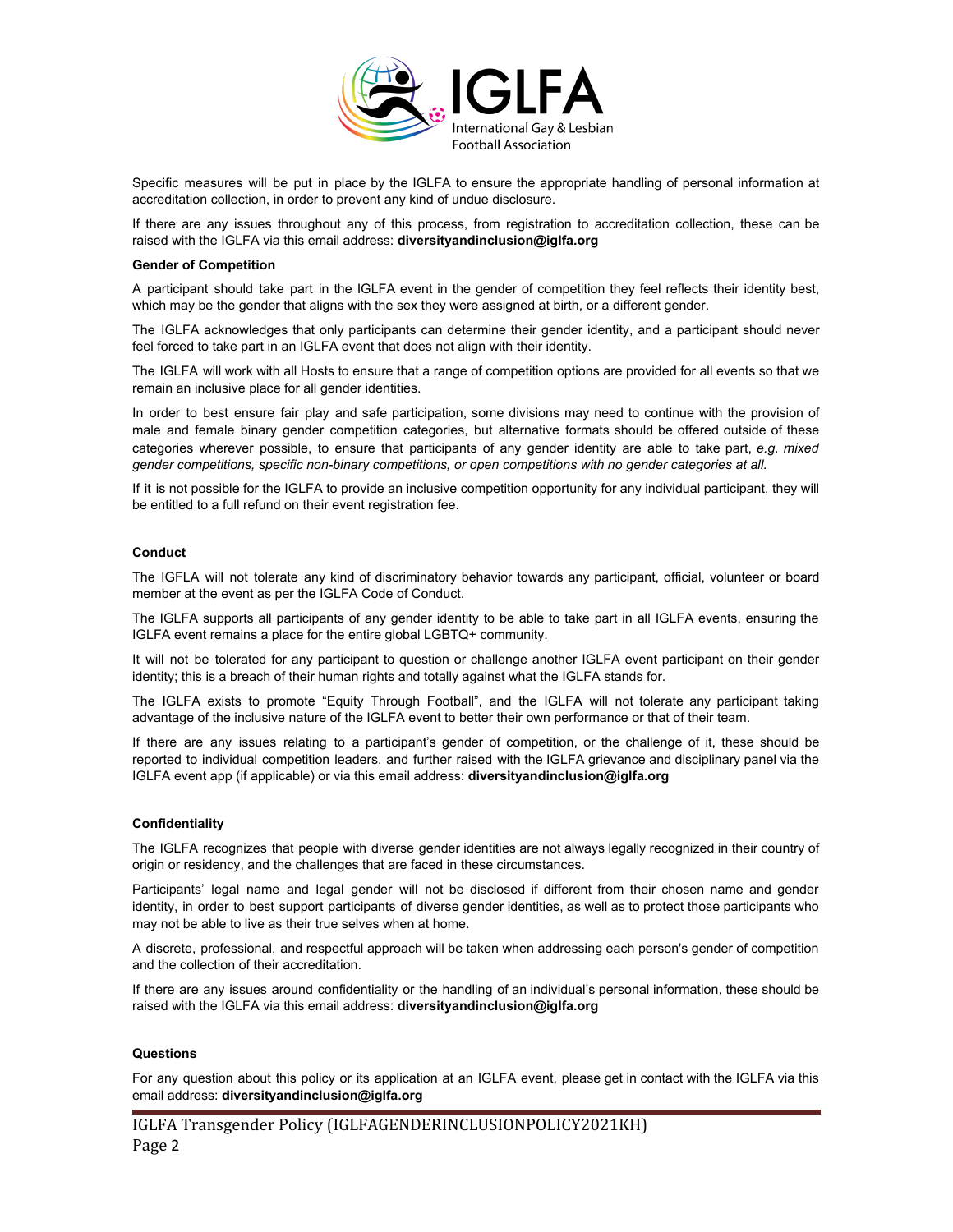Specific measures will be put in place by the IGLFA to ensure the appropriate handling of personal information at accreditation collection, in order to prevent any kind of undue disclosure.

If there are any issues throughout any of this process, from registration to accreditation collection, these can be raised with the IGLFA via this email address: **diversityandinclusion@iglfa.org**

**Gender of Competition**

A participant should take part in the IGLFA event in the gender of competition they feel reflects their identity best, which may be the gender that aligns with the sex they were assigned at birth, or a different gender.

The IGLFA acknowledges that only participants can determine their gender identity, and a participant should never feel forced to take part in an IGLFA event that does not align with their identity.

The IGLFA will work with all Hosts to ensure that a range of competition options are provided for all events so that we remain an inclusive place for all gender identities.

In order to best ensure fair play and safe participation, some divisions may need to continue with the provision of male and female binary gender competition categories, but alternative formats should be offered outside of these categories wherever possible, to ensure that participants of any gender identity are able to take part, *e.g. mixed gender competitions, specific non-binary competitions, or open competitions with no gender categories at all.*

If it is not possible for the IGLFA to provide an inclusive competition opportunity for any individual participant, they will be entitled to a full refund on their event registration fee.

**Conduct**

The IGFLA will not tolerate any kind of discriminatory behavior towards any participant, official, volunteer or board member at the event as per the IGLFA Code of Conduct.

The IGLFA supports all participants of any gender identity to be able to take part in all IGLFA events, ensuring the IGLFA event remains a place for the entire global LGBTQ+ community.

It will not be tolerated for any participant to question or challenge another IGLFA event participant on their gender identity; this is a breach of their human rights and totally against what the IGLFA stands for.

The IGLFA exists to promote "Equity Through Football", and the IGLFA will not tolerate any participant taking advantage of the inclusive nature of the IGLFA event to better their own performance or that of their team.

If there are any issues relating to a participant's gender of competition, or the challenge of it, these should be reported to individual competition leaders, and further raised with the IGLFA grievance and disciplinary panel via the IGLFA event app (if applicable) or via this email address: **diversityandinclusion@iglfa.org**

**Confidentiality**

The IGLFA recognizes that people with diverse gender identities are not always legally recognized in their country of origin or residency, and the challenges that are faced in these circumstances.

Participants' legal name and legal gender will not be disclosed if different from their chosen name and gender identity, in order to best support participants of diverse gender identities, as well as to protect those participants who may not be able to live as their true selves when at home.

A discrete, professional, and respectful approach will be taken when addressing each person's gender of competition and the collection of their accreditation.

If there are any issues around confidentiality or the handling of an individual's personal information, these should be raised with the IGLFA via this email address: **diversityandinclusion@iglfa.org**

**Questions**

For any question about this policy or its application at an IGLFA event, please get in contact with the IGLFA via this email address: **diversityandinclusion@iglfa.org**